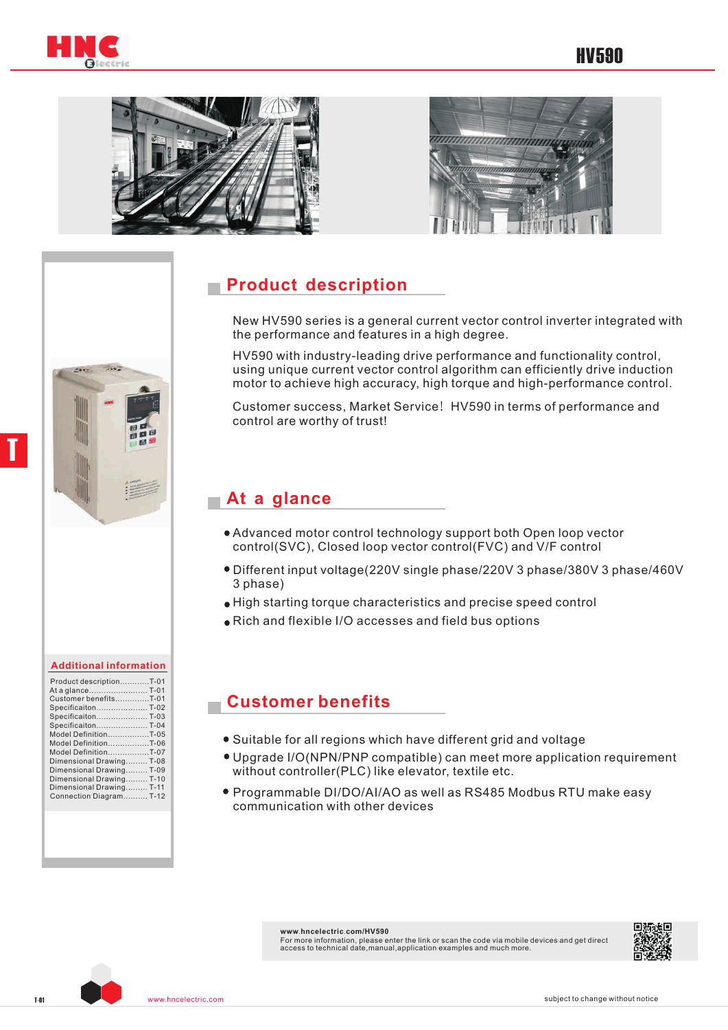# HV590

## Product description

New HV590 series is a general current vector control inverter integrated with the performance and features in a high degree.

HV590 with industry-leading drive performance and functionality control, using unique current vector control algorithm can efficiently drive induction motor to achieve high accuracy, high torque and high-performance control.

Customer success, Market Service! HV590 in terms of performance and control are worthy of trust!

## At a glance

- Advanced motor control technology support both Open loop vector control(SVC), Closed loop vector control(FVC) and V/F control
- Different input voltage(220V single phase/220V 3 phase/380V 3 phase/460V 3 phase)
- High starting torque characteristics and precise speed control
- Rich and flexible I/O accesses and field bus options

## Customer benefits

- Suitable for all regions which have different grid and voltage
- Upgrade I/O(NPN/PNP compatible) can meet more application requirement without controller(PLC) like elevator, textile etc.
- Programmable DI/DO/AI/AO as well as RS485 Modbus RTU make easy communication with other devices

### Additional information

| Section | Page |
|---|---|
| Product description | T-01 |
| At a glance | T-01 |
| Customer benefits | T-01 |
| Specificaiton | T-02 |
| Specificaiton | T-03 |
| Specificaiton | T-04 |
| Model Definition | T-05 |
| Model Definition | T-06 |
| Model Definition | T-07 |
| Dimensional Drawing | T-08 |
| Dimensional Drawing | T-09 |
| Dimensional Drawing | T-10 |
| Dimensional Drawing | T-11 |
| Connection Diagram | T-12 |

www.hncelectric.com/HV590
For more information, please enter the link or scan the code via mobile devices and get direct access to technical date,manual,application examples and much more.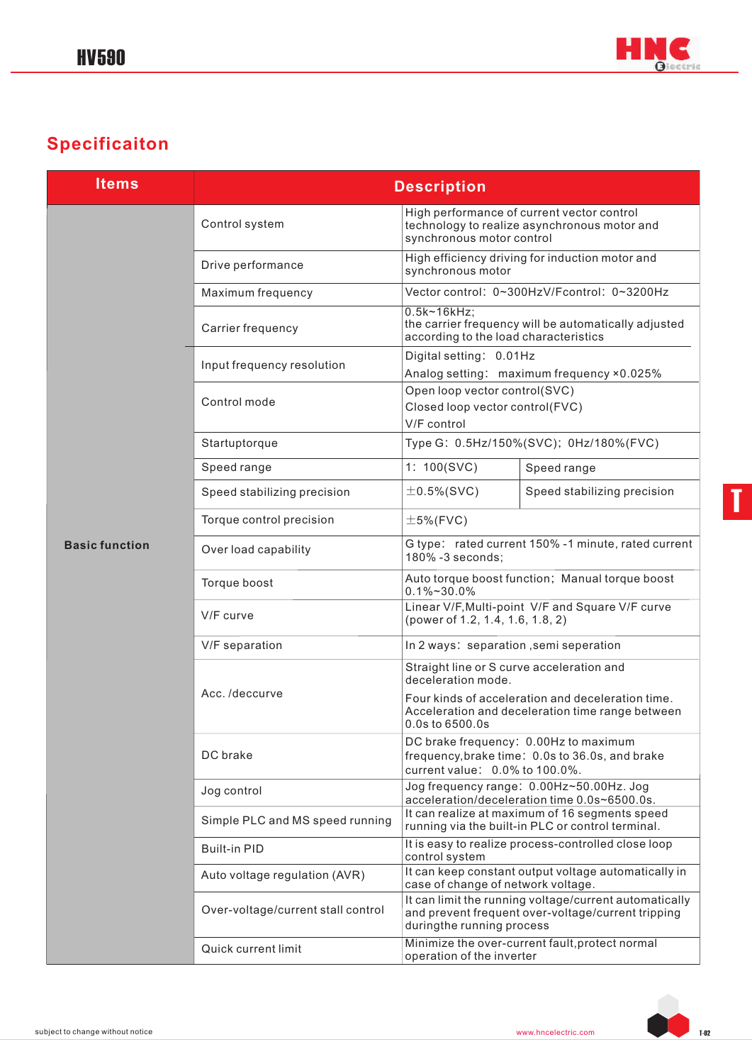## Specificaiton

| Items | Description | | |
|---|---|---|---|
| Basic function | Control system | High performance of current vector control technology to realize asynchronous motor and synchronous motor control | |
| | Drive performance | High efficiency driving for induction motor and synchronous motor | |
| | Maximum frequency | Vector control: 0~300HzV/Fcontrol: 0~3200Hz | |
| | Carrier frequency | 0.5k~16kHz; the carrier frequency will be automatically adjusted according to the load characteristics | |
| | Input frequency resolution | Digital setting: 0.01Hz<br>Analog setting: maximum frequency ×0.025% | |
| | Control mode | Open loop vector control(SVC)<br>Closed loop vector control(FVC)<br>V/F control | |
| | Startuptorque | Type G: 0.5Hz/150%(SVC); 0Hz/180%(FVC) | |
| | Speed range | 1: 100(SVC) | Speed range |
| | Speed stabilizing precision | ±0.5%(SVC) | Speed stabilizing precision |
| | Torque control precision | ±5%(FVC) | |
| | Over load capability | G type: rated current 150% -1 minute, rated current 180% -3 seconds; | |
| | Torque boost | Auto torque boost function; Manual torque boost 0.1%~30.0% | |
| | V/F curve | Linear V/F,Multi-point V/F and Square V/F curve (power of 1.2, 1.4, 1.6, 1.8, 2) | |
| | V/F separation | In 2 ways: separation ,semi seperation | |
| | Acc. /deccurve | Straight line or S curve acceleration and deceleration mode.<br>Four kinds of acceleration and deceleration time. Acceleration and deceleration time range between 0.0s to 6500.0s | |
| | DC brake | DC brake frequency: 0.00Hz to maximum frequency,brake time: 0.0s to 36.0s, and brake current value: 0.0% to 100.0%. | |
| | Jog control | Jog frequency range: 0.00Hz~50.00Hz. Jog acceleration/deceleration time 0.0s~6500.0s. | |
| | Simple PLC and MS speed running | It can realize at maximum of 16 segments speed running via the built-in PLC or control terminal. | |
| | Built-in PID | It is easy to realize process-controlled close loop control system | |
| | Auto voltage regulation (AVR) | It can keep constant output voltage automatically in case of change of network voltage. | |
| | Over-voltage/current stall control | It can limit the running voltage/current automatically and prevent frequent over-voltage/current tripping duringthe running process | |
| | Quick current limit | Minimize the over-current fault,protect normal operation of the inverter | |

subject to change without notice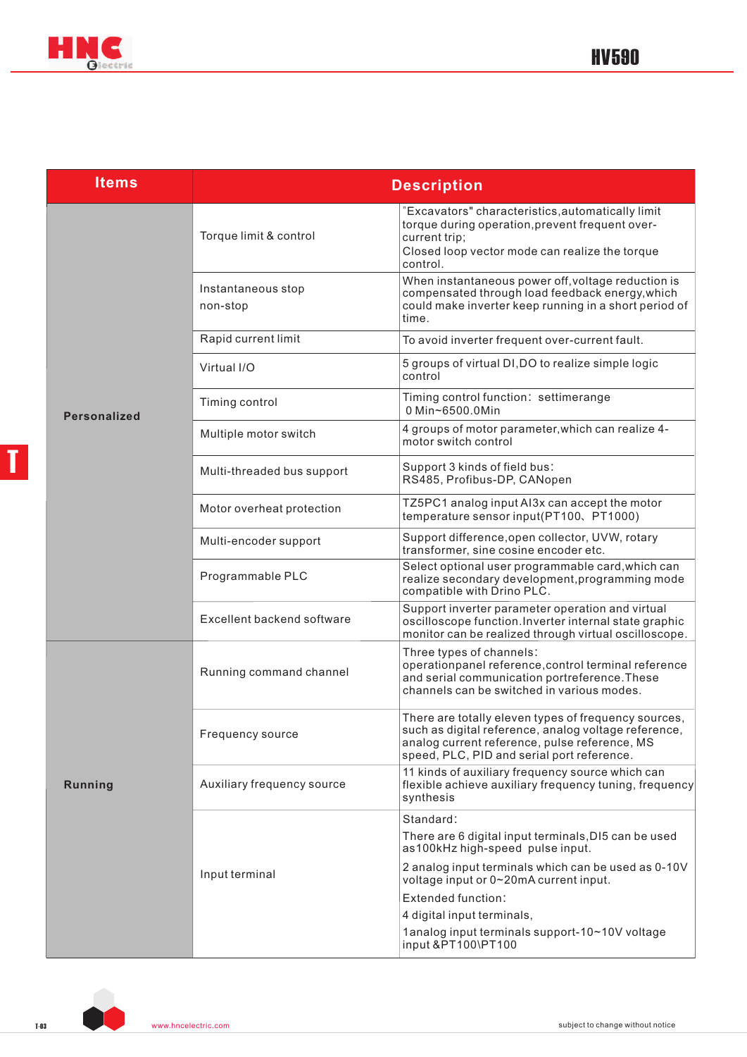| Items | Description | |
|---|---|---|
| Personalized | Torque limit & control | "Excavators" characteristics,automatically limit torque during operation,prevent frequent over-current trip;<br>Closed loop vector mode can realize the torque control. |
| | Instantaneous stop non-stop | When instantaneous power off,voltage reduction is compensated through load feedback energy,which could make inverter keep running in a short period of time. |
| | Rapid current limit | To avoid inverter frequent over-current fault. |
| | Virtual I/O | 5 groups of virtual DI,DO to realize simple logic control |
| | Timing control | Timing control function: settimerange 0 Min~6500.0Min |
| | Multiple motor switch | 4 groups of motor parameter,which can realize 4-motor switch control |
| | Multi-threaded bus support | Support 3 kinds of field bus:<br>RS485, Profibus-DP, CANopen |
| | Motor overheat protection | TZ5PC1 analog input AI3x can accept the motor temperature sensor input(PT100、PT1000) |
| | Multi-encoder support | Support difference,open collector, UVW, rotary transformer, sine cosine encoder etc. |
| | Programmable PLC | Select optional user programmable card,which can realize secondary development,programming mode compatible with Drino PLC. |
| | Excellent backend software | Support inverter parameter operation and virtual oscilloscope function.Inverter internal state graphic monitor can be realized through virtual oscilloscope. |
| Running | Running command channel | Three types of channels:<br>operationpanel reference,control terminal reference and serial communication portreference.These channels can be switched in various modes. |
| | Frequency source | There are totally eleven types of frequency sources, such as digital reference, analog voltage reference, analog current reference, pulse reference, MS speed, PLC, PID and serial port reference. |
| | Auxiliary frequency source | 11 kinds of auxiliary frequency source which can flexible achieve auxiliary frequency tuning, frequency synthesis |
| | Input terminal | Standard:<br>There are 6 digital input terminals,DI5 can be used as100kHz high-speed pulse input.<br>2 analog input terminals which can be used as 0-10V voltage input or 0~20mA current input.<br>Extended function:<br>4 digital input terminals,<br>1analog input terminals support-10~10V voltage input &PT100\PT100 |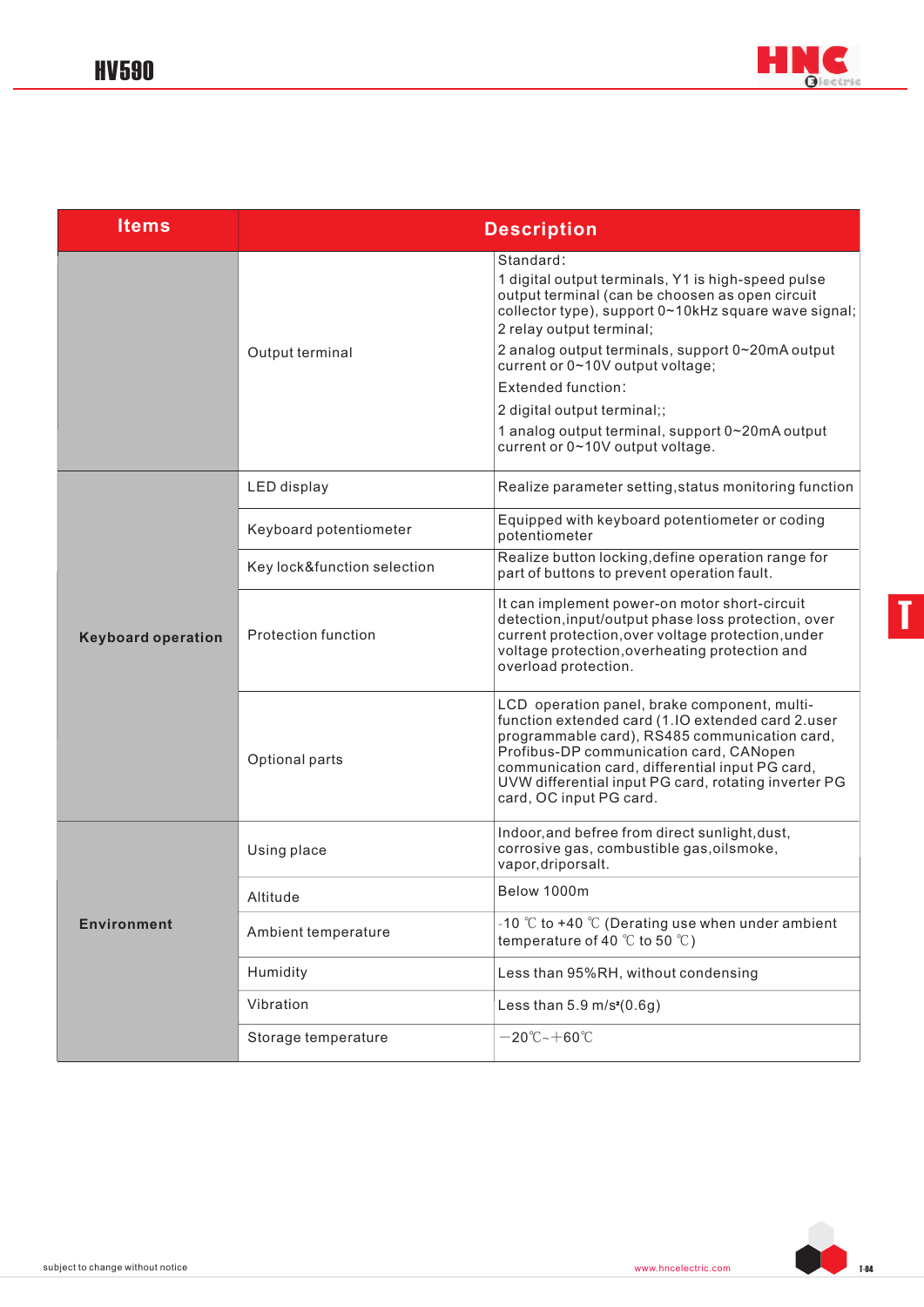| Items | | Description |
|---|---|---|
| | Output terminal | Standard:<br>1 digital output terminals, Y1 is high-speed pulse output terminal (can be choosen as open circuit collector type), support 0~10kHz square wave signal;<br>2 relay output terminal;<br>2 analog output terminals, support 0~20mA output current or 0~10V output voltage;<br>Extended function:<br>2 digital output terminal;;<br>1 analog output terminal, support 0~20mA output current or 0~10V output voltage. |
| Keyboard operation | LED display | Realize parameter setting,status monitoring function |
| | Keyboard potentiometer | Equipped with keyboard potentiometer or coding potentiometer |
| | Key lock&function selection | Realize button locking,define operation range for part of buttons to prevent operation fault. |
| | Protection function | It can implement power-on motor short-circuit detection,input/output phase loss protection, over current protection,over voltage protection,under voltage protection,overheating protection and overload protection. |
| | Optional parts | LCD operation panel, brake component, multi-function extended card (1.IO extended card 2.user programmable card), RS485 communication card, Profibus-DP communication card, CANopen communication card, differential input PG card, UVW differential input PG card, rotating inverter PG card, OC input PG card. |
| Environment | Using place | Indoor,and befree from direct sunlight,dust, corrosive gas, combustible gas,oilsmoke, vapor,driporsalt. |
| | Altitude | Below 1000m |
| | Ambient temperature | -10 ℃ to +40 ℃ (Derating use when under ambient temperature of 40 ℃ to 50 ℃) |
| | Humidity | Less than 95%RH, without condensing |
| | Vibration | Less than 5.9 m/s²(0.6g) |
| | Storage temperature | －20℃~＋60℃ |

subject to change without notice

www.hncelectric.com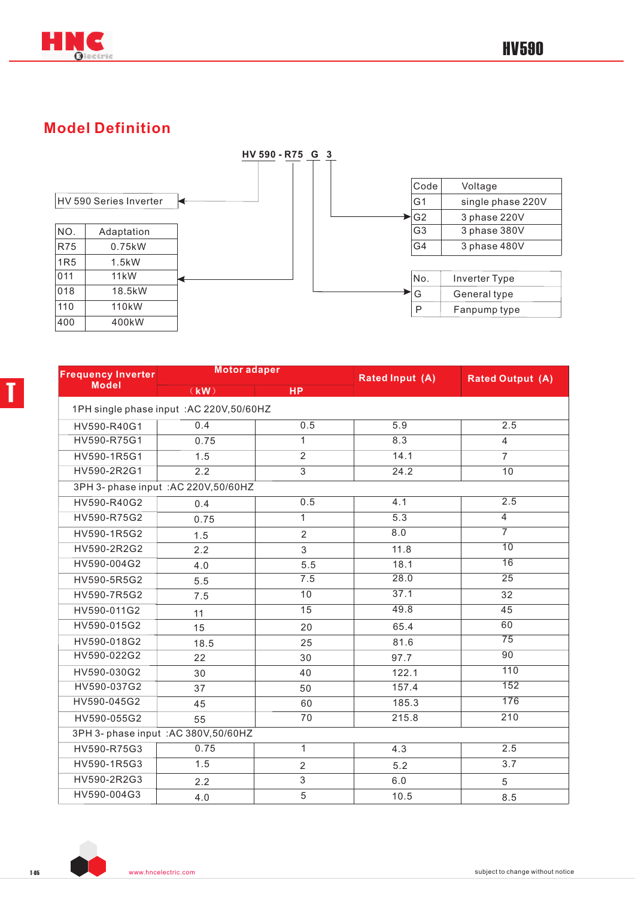## Model Definition

HV 590 - R75 G 3

HV 590 Series Inverter

| NO. | Adaptation |
|---|---|
| R75 | 0.75kW |
| 1R5 | 1.5kW |
| 011 | 11kW |
| 018 | 18.5kW |
| 110 | 110kW |
| 400 | 400kW |

| Code | Voltage |
|---|---|
| G1 | single phase 220V |
| G2 | 3 phase 220V |
| G3 | 3 phase 380V |
| G4 | 3 phase 480V |

| No. | Inverter Type |
|---|---|
| G | General type |
| P | Fanpump type |

| Frequency Inverter Model | Motor adaper | | Rated Input (A) | Rated Output (A) |
|---|---|---|---|---|
| | (kW) | HP | | |
| 1PH single phase input :AC 220V,50/60HZ | | | | |
| HV590-R40G1 | 0.4 | 0.5 | 5.9 | 2.5 |
| HV590-R75G1 | 0.75 | 1 | 8.3 | 4 |
| HV590-1R5G1 | 1.5 | 2 | 14.1 | 7 |
| HV590-2R2G1 | 2.2 | 3 | 24.2 | 10 |
| 3PH 3- phase input :AC 220V,50/60HZ | | | | |
| HV590-R40G2 | 0.4 | 0.5 | 4.1 | 2.5 |
| HV590-R75G2 | 0.75 | 1 | 5.3 | 4 |
| HV590-1R5G2 | 1.5 | 2 | 8.0 | 7 |
| HV590-2R2G2 | 2.2 | 3 | 11.8 | 10 |
| HV590-004G2 | 4.0 | 5.5 | 18.1 | 16 |
| HV590-5R5G2 | 5.5 | 7.5 | 28.0 | 25 |
| HV590-7R5G2 | 7.5 | 10 | 37.1 | 32 |
| HV590-011G2 | 11 | 15 | 49.8 | 45 |
| HV590-015G2 | 15 | 20 | 65.4 | 60 |
| HV590-018G2 | 18.5 | 25 | 81.6 | 75 |
| HV590-022G2 | 22 | 30 | 97.7 | 90 |
| HV590-030G2 | 30 | 40 | 122.1 | 110 |
| HV590-037G2 | 37 | 50 | 157.4 | 152 |
| HV590-045G2 | 45 | 60 | 185.3 | 176 |
| HV590-055G2 | 55 | 70 | 215.8 | 210 |
| 3PH 3- phase input :AC 380V,50/60HZ | | | | |
| HV590-R75G3 | 0.75 | 1 | 4.3 | 2.5 |
| HV590-1R5G3 | 1.5 | 2 | 5.2 | 3.7 |
| HV590-2R2G3 | 2.2 | 3 | 6.0 | 5 |
| HV590-004G3 | 4.0 | 5 | 10.5 | 8.5 |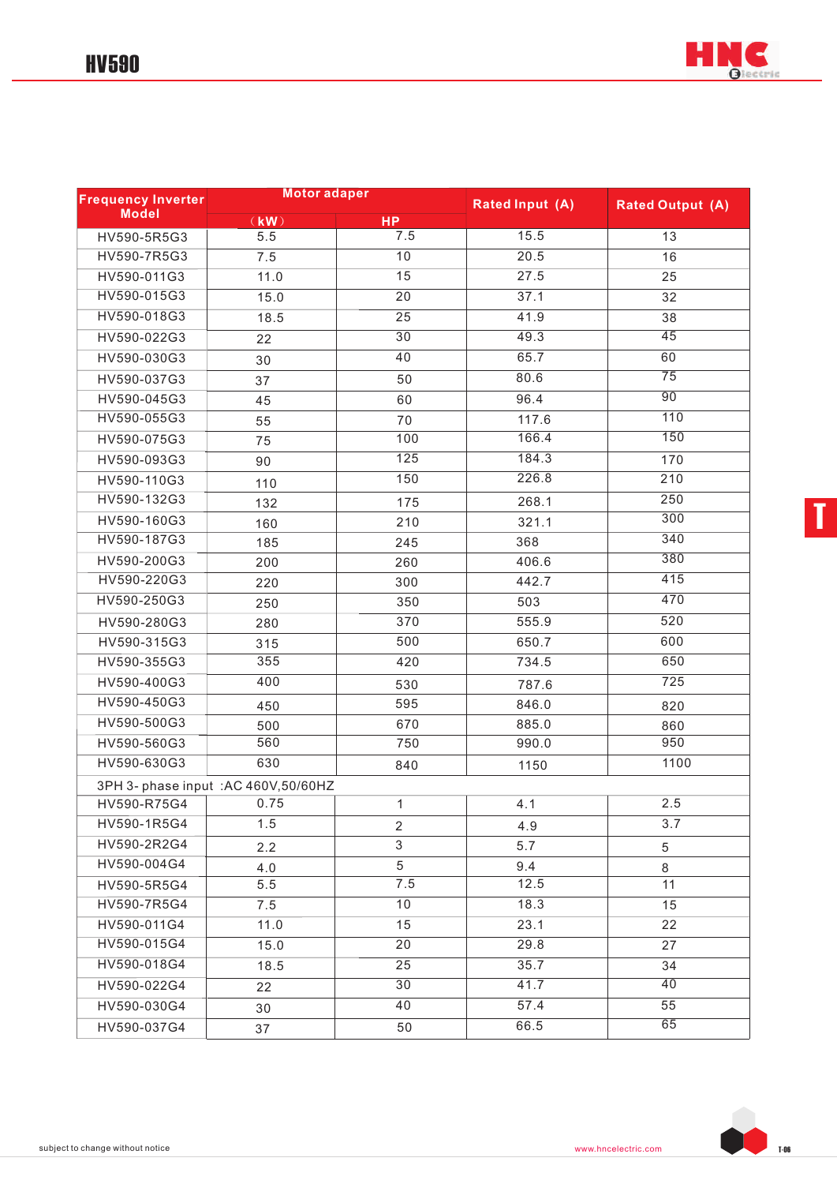| Frequency Inverter Model | Motor adaper |  | Rated Input (A) | Rated Output (A) |
|---|---|---|---|---|
|  | (kW) | HP |  |  |
| HV590-5R5G3 | 5.5 | 7.5 | 15.5 | 13 |
| HV590-7R5G3 | 7.5 | 10 | 20.5 | 16 |
| HV590-011G3 | 11.0 | 15 | 27.5 | 25 |
| HV590-015G3 | 15.0 | 20 | 37.1 | 32 |
| HV590-018G3 | 18.5 | 25 | 41.9 | 38 |
| HV590-022G3 | 22 | 30 | 49.3 | 45 |
| HV590-030G3 | 30 | 40 | 65.7 | 60 |
| HV590-037G3 | 37 | 50 | 80.6 | 75 |
| HV590-045G3 | 45 | 60 | 96.4 | 90 |
| HV590-055G3 | 55 | 70 | 117.6 | 110 |
| HV590-075G3 | 75 | 100 | 166.4 | 150 |
| HV590-093G3 | 90 | 125 | 184.3 | 170 |
| HV590-110G3 | 110 | 150 | 226.8 | 210 |
| HV590-132G3 | 132 | 175 | 268.1 | 250 |
| HV590-160G3 | 160 | 210 | 321.1 | 300 |
| HV590-187G3 | 185 | 245 | 368 | 340 |
| HV590-200G3 | 200 | 260 | 406.6 | 380 |
| HV590-220G3 | 220 | 300 | 442.7 | 415 |
| HV590-250G3 | 250 | 350 | 503 | 470 |
| HV590-280G3 | 280 | 370 | 555.9 | 520 |
| HV590-315G3 | 315 | 500 | 650.7 | 600 |
| HV590-355G3 | 355 | 420 | 734.5 | 650 |
| HV590-400G3 | 400 | 530 | 787.6 | 725 |
| HV590-450G3 | 450 | 595 | 846.0 | 820 |
| HV590-500G3 | 500 | 670 | 885.0 | 860 |
| HV590-560G3 | 560 | 750 | 990.0 | 950 |
| HV590-630G3 | 630 | 840 | 1150 | 1100 |
| 3PH 3- phase input :AC 460V,50/60HZ |  |  |  |  |
| HV590-R75G4 | 0.75 | 1 | 4.1 | 2.5 |
| HV590-1R5G4 | 1.5 | 2 | 4.9 | 3.7 |
| HV590-2R2G4 | 2.2 | 3 | 5.7 | 5 |
| HV590-004G4 | 4.0 | 5 | 9.4 | 8 |
| HV590-5R5G4 | 5.5 | 7.5 | 12.5 | 11 |
| HV590-7R5G4 | 7.5 | 10 | 18.3 | 15 |
| HV590-011G4 | 11.0 | 15 | 23.1 | 22 |
| HV590-015G4 | 15.0 | 20 | 29.8 | 27 |
| HV590-018G4 | 18.5 | 25 | 35.7 | 34 |
| HV590-022G4 | 22 | 30 | 41.7 | 40 |
| HV590-030G4 | 30 | 40 | 57.4 | 55 |
| HV590-037G4 | 37 | 50 | 66.5 | 65 |

subject to change without notice

www.hncelectric.com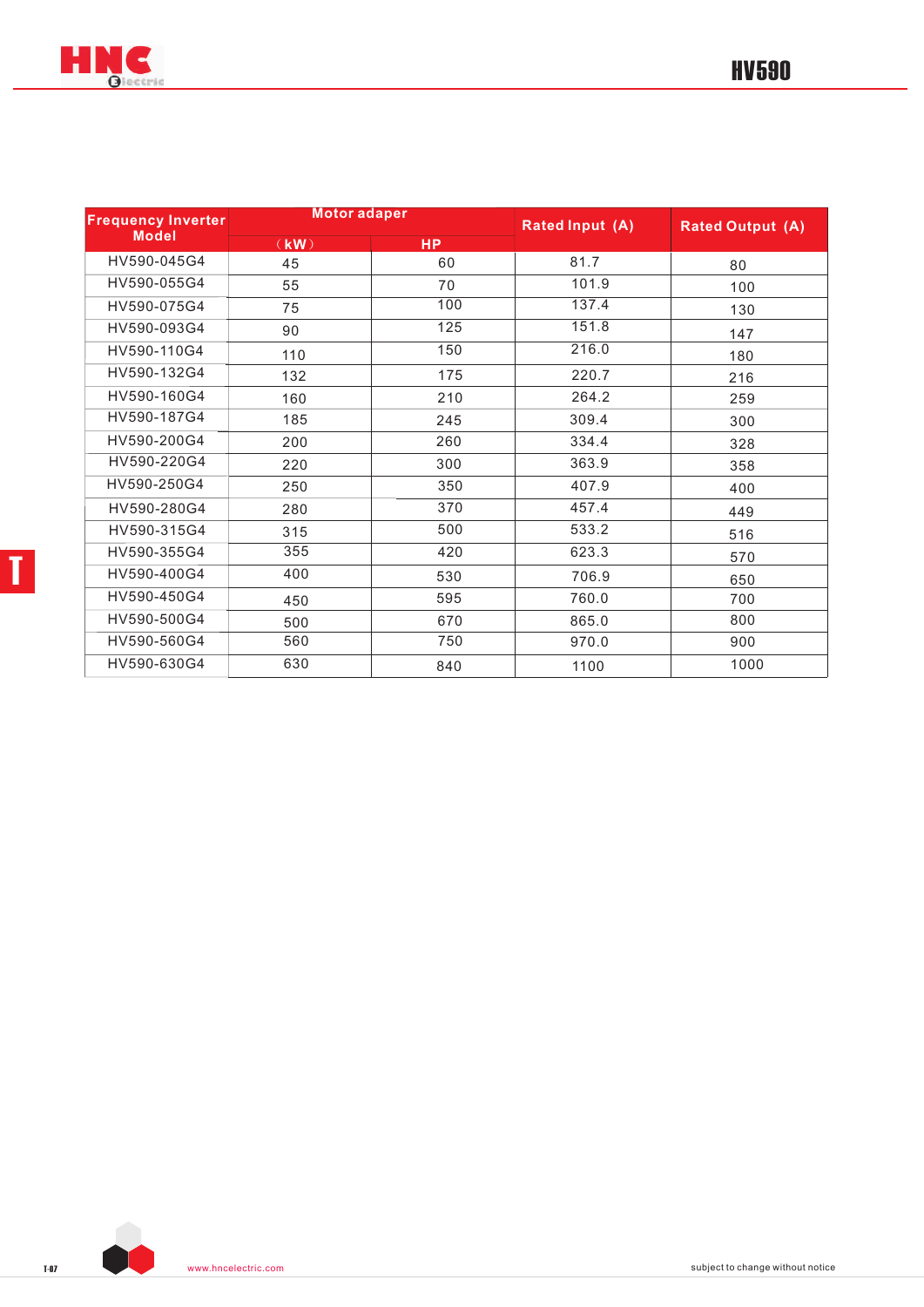| Frequency Inverter Model | Motor adaper | | Rated Input (A) | Rated Output (A) |
|---|---|---|---|---|
| | (kW) | HP | | |
| HV590-045G4 | 45 | 60 | 81.7 | 80 |
| HV590-055G4 | 55 | 70 | 101.9 | 100 |
| HV590-075G4 | 75 | 100 | 137.4 | 130 |
| HV590-093G4 | 90 | 125 | 151.8 | 147 |
| HV590-110G4 | 110 | 150 | 216.0 | 180 |
| HV590-132G4 | 132 | 175 | 220.7 | 216 |
| HV590-160G4 | 160 | 210 | 264.2 | 259 |
| HV590-187G4 | 185 | 245 | 309.4 | 300 |
| HV590-200G4 | 200 | 260 | 334.4 | 328 |
| HV590-220G4 | 220 | 300 | 363.9 | 358 |
| HV590-250G4 | 250 | 350 | 407.9 | 400 |
| HV590-280G4 | 280 | 370 | 457.4 | 449 |
| HV590-315G4 | 315 | 500 | 533.2 | 516 |
| HV590-355G4 | 355 | 420 | 623.3 | 570 |
| HV590-400G4 | 400 | 530 | 706.9 | 650 |
| HV590-450G4 | 450 | 595 | 760.0 | 700 |
| HV590-500G4 | 500 | 670 | 865.0 | 800 |
| HV590-560G4 | 560 | 750 | 970.0 | 900 |
| HV590-630G4 | 630 | 840 | 1100 | 1000 |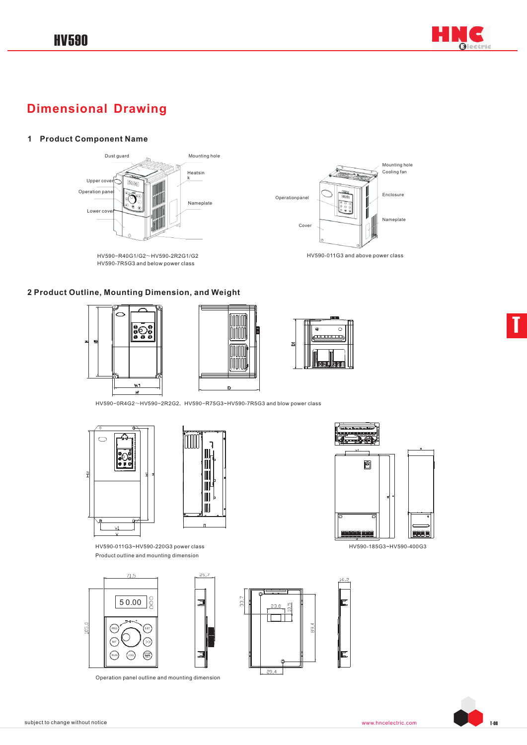## Dimensional Drawing

### 1 Product Component Name

Dust guard

Mounting hole

Upper cover

Heatsink

Operation panel

Nameplate

Lower cover

HV590-R40G1/G2～HV590-2R2G1/G2
HV590-7R5G3 and below power class

Mounting hole

Cooling fan

Operationpanel

Enclosure

Nameplate

Cover

HV590-011G3 and above power class

### 2 Product Outline, Mounting Dimension, and Weight

HV590-0R4G2～HV590-2R2G2、HV590-R75G3~HV590-7R5G3 and blow power class

HV590-011G3~HV590-220G3 power class
Product outline and mounting dimension

HV590-185G3~HV590-400G3

71.5

25.7

105.0

50.00

33.7

23.0

10.5

89.4

29.4

16.2

Operation panel outline and mounting dimension

subject to change without notice

www.hncelectric.com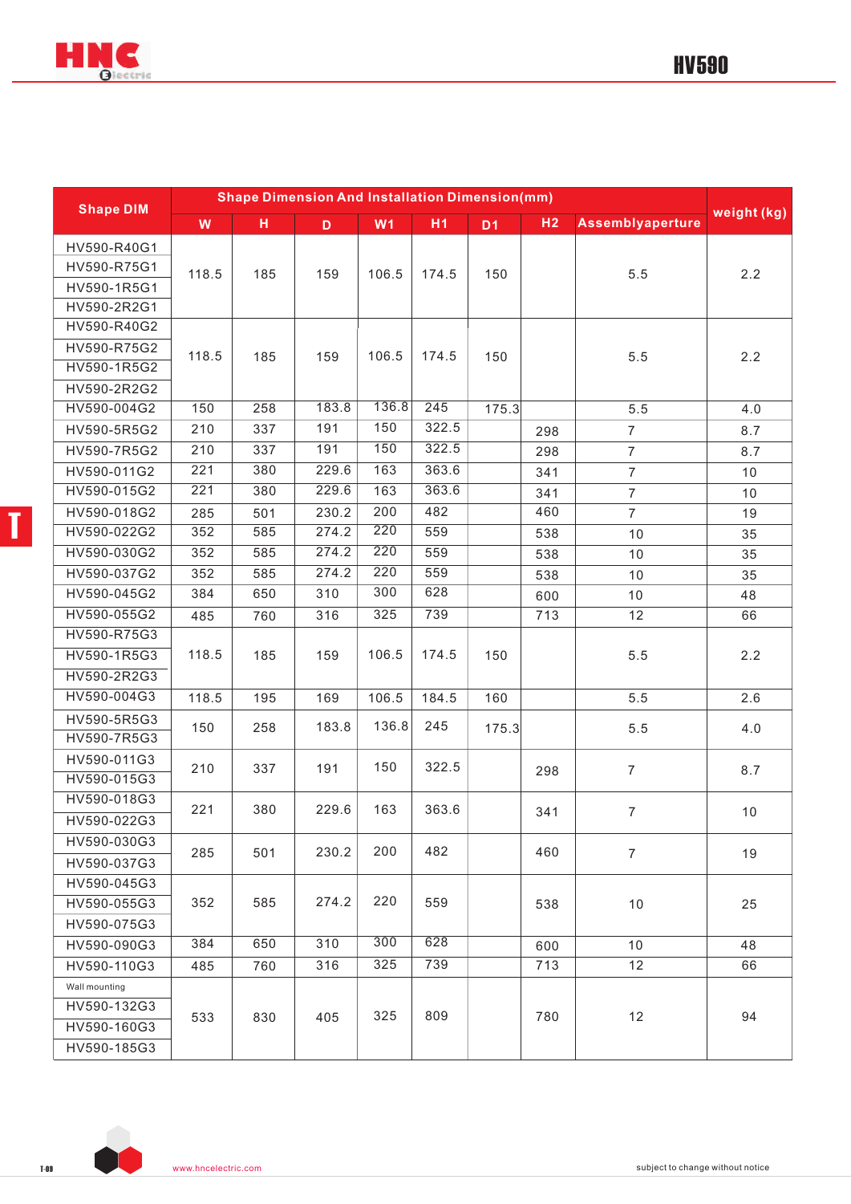# HV590

| Shape DIM | Shape Dimension And Installation Dimension(mm) | | | | | | | | weight (kg) |
|---|---|---|---|---|---|---|---|---|---|
| | W | H | D | W1 | H1 | D1 | H2 | Assemblyaperture | |
| HV590-R40G1<br>HV590-R75G1<br>HV590-1R5G1<br>HV590-2R2G1 | 118.5 | 185 | 159 | 106.5 | 174.5 | 150 | | 5.5 | 2.2 |
| HV590-R40G2<br>HV590-R75G2<br>HV590-1R5G2<br>HV590-2R2G2 | 118.5 | 185 | 159 | 106.5 | 174.5 | 150 | | 5.5 | 2.2 |
| HV590-004G2 | 150 | 258 | 183.8 | 136.8 | 245 | 175.3 | | 5.5 | 4.0 |
| HV590-5R5G2 | 210 | 337 | 191 | 150 | 322.5 | | 298 | 7 | 8.7 |
| HV590-7R5G2 | 210 | 337 | 191 | 150 | 322.5 | | 298 | 7 | 8.7 |
| HV590-011G2 | 221 | 380 | 229.6 | 163 | 363.6 | | 341 | 7 | 10 |
| HV590-015G2 | 221 | 380 | 229.6 | 163 | 363.6 | | 341 | 7 | 10 |
| HV590-018G2 | 285 | 501 | 230.2 | 200 | 482 | | 460 | 7 | 19 |
| HV590-022G2 | 352 | 585 | 274.2 | 220 | 559 | | 538 | 10 | 35 |
| HV590-030G2 | 352 | 585 | 274.2 | 220 | 559 | | 538 | 10 | 35 |
| HV590-037G2 | 352 | 585 | 274.2 | 220 | 559 | | 538 | 10 | 35 |
| HV590-045G2 | 384 | 650 | 310 | 300 | 628 | | 600 | 10 | 48 |
| HV590-055G2 | 485 | 760 | 316 | 325 | 739 | | 713 | 12 | 66 |
| HV590-R75G3<br>HV590-1R5G3<br>HV590-2R2G3 | 118.5 | 185 | 159 | 106.5 | 174.5 | 150 | | 5.5 | 2.2 |
| HV590-004G3 | 118.5 | 195 | 169 | 106.5 | 184.5 | 160 | | 5.5 | 2.6 |
| HV590-5R5G3<br>HV590-7R5G3 | 150 | 258 | 183.8 | 136.8 | 245 | 175.3 | | 5.5 | 4.0 |
| HV590-011G3<br>HV590-015G3 | 210 | 337 | 191 | 150 | 322.5 | | 298 | 7 | 8.7 |
| HV590-018G3<br>HV590-022G3 | 221 | 380 | 229.6 | 163 | 363.6 | | 341 | 7 | 10 |
| HV590-030G3<br>HV590-037G3 | 285 | 501 | 230.2 | 200 | 482 | | 460 | 7 | 19 |
| HV590-045G3<br>HV590-055G3<br>HV590-075G3 | 352 | 585 | 274.2 | 220 | 559 | | 538 | 10 | 25 |
| HV590-090G3 | 384 | 650 | 310 | 300 | 628 | | 600 | 10 | 48 |
| HV590-110G3 | 485 | 760 | 316 | 325 | 739 | | 713 | 12 | 66 |
| Wall mounting<br>HV590-132G3<br>HV590-160G3<br>HV590-185G3 | 533 | 830 | 405 | 325 | 809 | | 780 | 12 | 94 |

www.hncelectric.com

subject to change without notice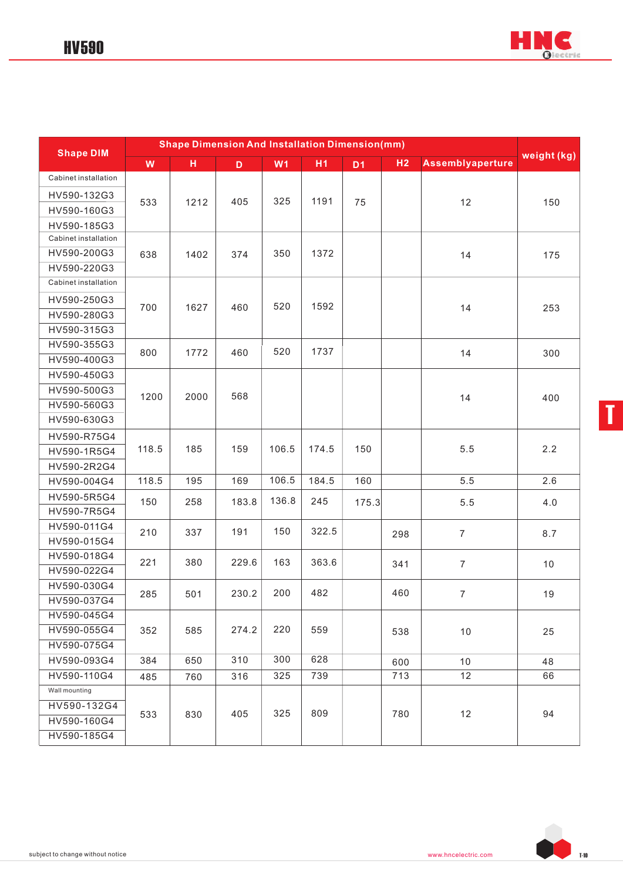# HV590

| Shape DIM | Shape Dimension And Installation Dimension(mm) | | | | | | | | weight (kg) |
|---|---|---|---|---|---|---|---|---|---|
| | W | H | D | W1 | H1 | D1 | H2 | Assemblyaperture | |
| Cabinet installation | | | | | | | | | |
| HV590-132G3 HV590-160G3 HV590-185G3 | 533 | 1212 | 405 | 325 | 1191 | 75 | | 12 | 150 |
| Cabinet installation | | | | | | | | | |
| HV590-200G3 HV590-220G3 | 638 | 1402 | 374 | 350 | 1372 | | | 14 | 175 |
| Cabinet installation | | | | | | | | | |
| HV590-250G3 HV590-280G3 HV590-315G3 | 700 | 1627 | 460 | 520 | 1592 | | | 14 | 253 |
| HV590-355G3 HV590-400G3 | 800 | 1772 | 460 | 520 | 1737 | | | 14 | 300 |
| HV590-450G3 HV590-500G3 HV590-560G3 HV590-630G3 | 1200 | 2000 | 568 | | | | | 14 | 400 |
| HV590-R75G4 HV590-1R5G4 HV590-2R2G4 | 118.5 | 185 | 159 | 106.5 | 174.5 | 150 | | 5.5 | 2.2 |
| HV590-004G4 | 118.5 | 195 | 169 | 106.5 | 184.5 | 160 | | 5.5 | 2.6 |
| HV590-5R5G4 HV590-7R5G4 | 150 | 258 | 183.8 | 136.8 | 245 | 175.3 | | 5.5 | 4.0 |
| HV590-011G4 HV590-015G4 | 210 | 337 | 191 | 150 | 322.5 | | 298 | 7 | 8.7 |
| HV590-018G4 HV590-022G4 | 221 | 380 | 229.6 | 163 | 363.6 | | 341 | 7 | 10 |
| HV590-030G4 HV590-037G4 | 285 | 501 | 230.2 | 200 | 482 | | 460 | 7 | 19 |
| HV590-045G4 HV590-055G4 HV590-075G4 | 352 | 585 | 274.2 | 220 | 559 | | 538 | 10 | 25 |
| HV590-093G4 | 384 | 650 | 310 | 300 | 628 | | 600 | 10 | 48 |
| HV590-110G4 | 485 | 760 | 316 | 325 | 739 | | 713 | 12 | 66 |
| Wall mounting | | | | | | | | | |
| HV590-132G4 HV590-160G4 HV590-185G4 | 533 | 830 | 405 | 325 | 809 | | 780 | 12 | 94 |

subject to change without notice

www.hncelectric.com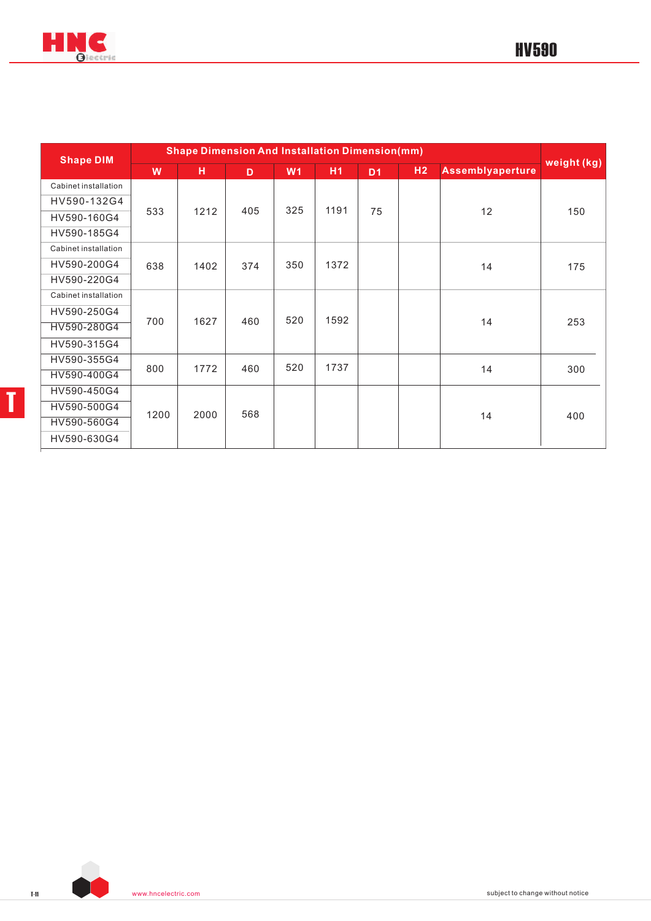# HV590

| Shape DIM | Shape Dimension And Installation Dimension(mm) | | | | | | | | weight (kg) |
|---|---|---|---|---|---|---|---|---|---|
| | W | H | D | W1 | H1 | D1 | H2 | Assemblyaperture | |
| Cabinet installation<br>HV590-132G4<br>HV590-160G4<br>HV590-185G4 | 533 | 1212 | 405 | 325 | 1191 | 75 | | 12 | 150 |
| Cabinet installation<br>HV590-200G4<br>HV590-220G4 | 638 | 1402 | 374 | 350 | 1372 | | | 14 | 175 |
| Cabinet installation<br>HV590-250G4<br>HV590-280G4<br>HV590-315G4 | 700 | 1627 | 460 | 520 | 1592 | | | 14 | 253 |
| HV590-355G4<br>HV590-400G4 | 800 | 1772 | 460 | 520 | 1737 | | | 14 | 300 |
| HV590-450G4<br>HV590-500G4<br>HV590-560G4<br>HV590-630G4 | 1200 | 2000 | 568 | | | | | 14 | 400 |

www.hncelectric.com

subject to change without notice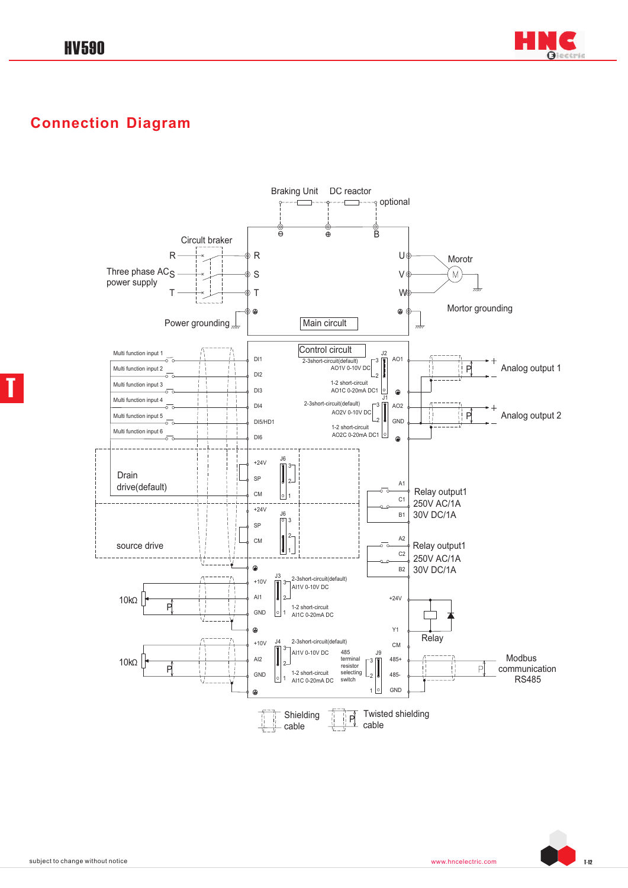## Connection Diagram

Braking Unit
DC reactor
optional
⊖
⊕
B
Circuit braker
R
S
T
Three phase AC
power supply
R
S
T
U
V
W
Morotr
M
Mortor grounding
Power grounding
Main circuit
Control circuit
Multi function input 1
Multi function input 2
Multi function input 3
Multi function input 4
Multi function input 5
Multi function input 6
DI1
DI2
DI3
DI4
DI5/HD1
DI6
J2
2-3short-circuit(default)
AO1V 0-10V DC
1-2 short-circuit
AO1C 0-20mA DC
J1
2-3short-circuit(default)
AO2V 0-10V DC
1-2 short-circuit
AO2C 0-20mA DC
AO1
AO2
GND
Analog output 1
Analog output 2
Drain
drive(default)
+24V
SP
CM
J6
source drive
+24V
SP
CM
J6
A1
C1
B1
Relay output1
250V AC/1A
30V DC/1A
A2
C2
B2
Relay output1
250V AC/1A
30V DC/1A
10kΩ
+10V
AI1
GND
J3
2-3short-circuit(default)
AI1V 0-10V DC
1-2 short-circuit
AI1C 0-20mA DC
+24V
Y1
CM
Relay
10kΩ
+10V
AI2
GND
J4
2-3short-circuit(default)
AI1V 0-10V DC
1-2 short-circuit
AI1C 0-20mA DC
485
terminal
resistor
selecting
switch
J9
485+
485-
GND
Modbus
communication
RS485
Shielding
cable
Twisted shielding
cable

subject to change without notice